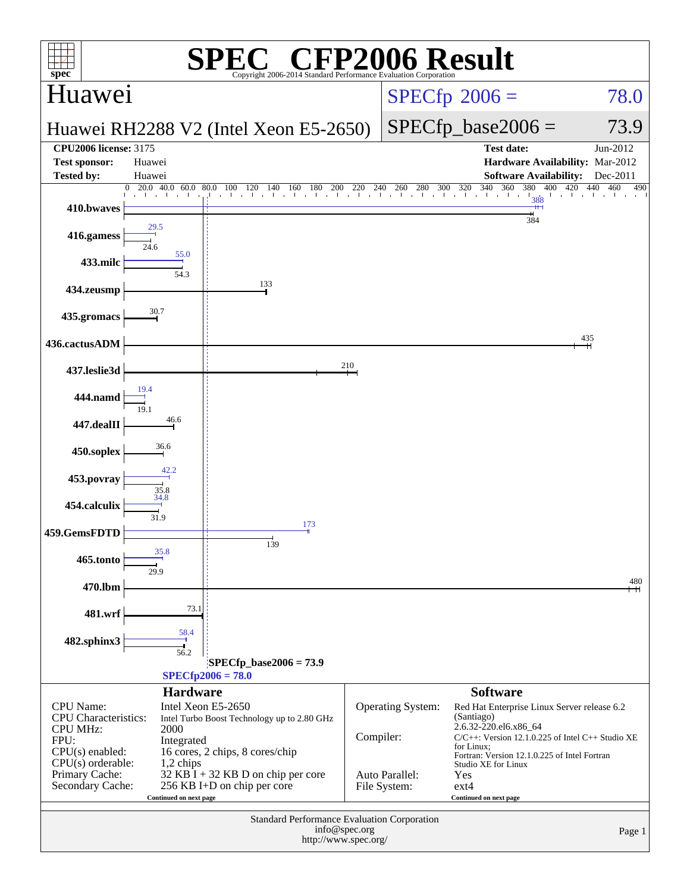# SPEC CFP2006 Result

Copyright 2006-2014 Standard Performance Evaluation Corporation

## Huawei

**Huawei RH2288 V2 (Intel Xeon E5-2650)**

SPECfp 2006 = 78.0

SPECfp_base2006 = 73.9

| | | | |
|---|---|---|---|
| **CPU2006 license:** 3175 | | **Test date:** | Jun-2012 |
| **Test sponsor:** | Huawei | **Hardware Availability:** | Mar-2012 |
| **Tested by:** | Huawei | **Software Availability:** | Dec-2011 |

| Benchmark | Peak | Base |
|---|---|---|
| 410.bwaves | 388 | 384 |
| 416.gamess | 29.5 | 24.6 |
| 433.milc | 55.0 | 54.3 |
| 434.zeusmp | | 133 |
| 435.gromacs | | 30.7 |
| 436.cactusADM | | 435 |
| 437.leslie3d | | 210 |
| 444.namd | 19.4 | 19.1 |
| 447.dealII | | 46.6 |
| 450.soplex | | 36.6 |
| 453.povray | 42.2 | 35.8 |
| 454.calculix | 34.8 | 31.9 |
| 459.GemsFDTD | 173 | 139 |
| 465.tonto | 35.8 | 29.9 |
| 470.lbm | | 480 |
| 481.wrf | | 73.1 |
| 482.sphinx3 | 58.4 | 56.2 |

SPECfp_base2006 = 73.9

SPECfp2006 = 78.0

### Hardware

| | |
|---|---|
| CPU Name: | Intel Xeon E5-2650 |
| CPU Characteristics: | Intel Turbo Boost Technology up to 2.80 GHz |
| CPU MHz: | 2000 |
| FPU: | Integrated |
| CPU(s) enabled: | 16 cores, 2 chips, 8 cores/chip |
| CPU(s) orderable: | 1,2 chips |
| Primary Cache: | 32 KB I + 32 KB D on chip per core |
| Secondary Cache: | 256 KB I+D on chip per core |

Continued on next page

### Software

| | |
|---|---|
| Operating System: | Red Hat Enterprise Linux Server release 6.2 (Santiago) 2.6.32-220.el6.x86_64 |
| Compiler: | C/C++: Version 12.1.0.225 of Intel C++ Studio XE for Linux; Fortran: Version 12.1.0.225 of Intel Fortran Studio XE for Linux |
| Auto Parallel: | Yes |
| File System: | ext4 |

Continued on next page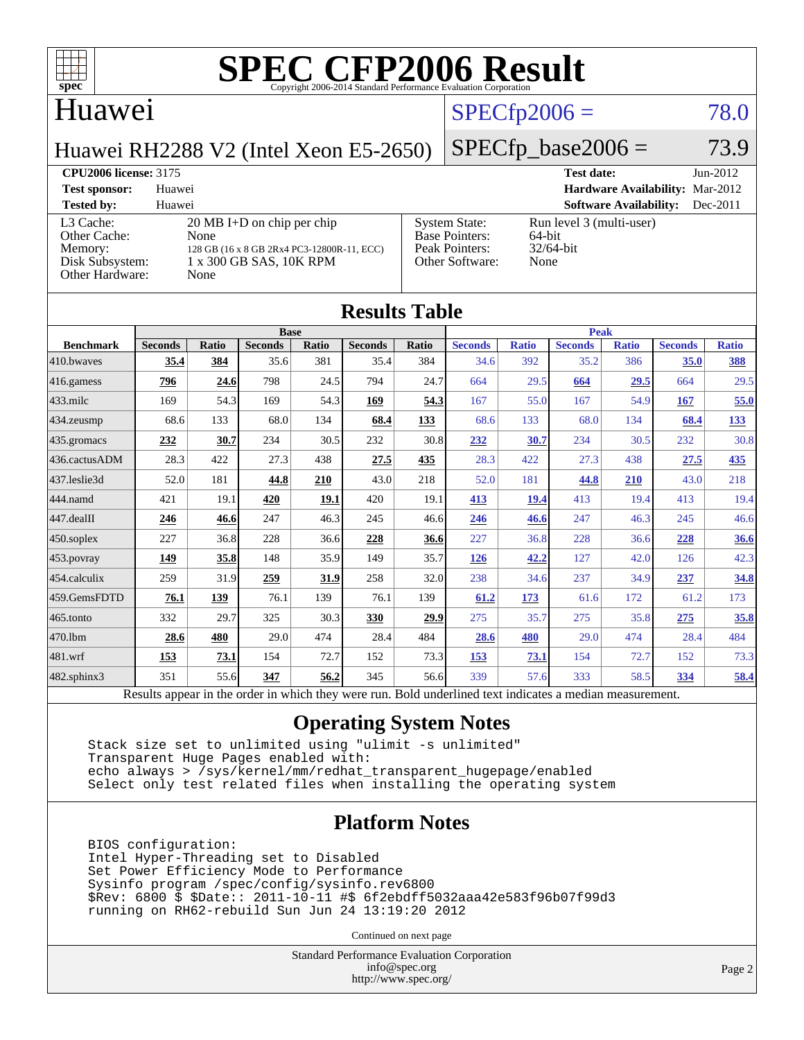# SPEC CFP2006 Result

Copyright 2006-2014 Standard Performance Evaluation Corporation

## Huawei

**Huawei RH2288 V2 (Intel Xeon E5-2650)**

SPECfp2006 = 78.0

SPECfp_base2006 = 73.9

| | | | |
|---|---|---|---|
| **CPU2006 license:** 3175 | | **Test date:** | Jun-2012 |
| **Test sponsor:** | Huawei | **Hardware Availability:** | Mar-2012 |
| **Tested by:** | Huawei | **Software Availability:** | Dec-2011 |

| | | | |
|---|---|---|---|
| L3 Cache: | 20 MB I+D on chip per chip | System State: | Run level 3 (multi-user) |
| Other Cache: | None | Base Pointers: | 64-bit |
| Memory: | 128 GB (16 x 8 GB 2Rx4 PC3-12800R-11, ECC) | Peak Pointers: | 32/64-bit |
| Disk Subsystem: | 1 x 300 GB SAS, 10K RPM | Other Software: | None |
| Other Hardware: | None | | |

## Results Table

| Benchmark | Base | | | | | | Peak | | | | | |
|---|---|---|---|---|---|---|---|---|---|---|---|---|
| | Seconds | Ratio | Seconds | Ratio | Seconds | Ratio | Seconds | Ratio | Seconds | Ratio | Seconds | Ratio |
| 410.bwaves | **35.4** | **384** | 35.6 | 381 | 35.4 | 384 | 34.6 | 392 | 35.2 | 386 | **35.0** | **388** |
| 416.gamess | **796** | **24.6** | 798 | 24.5 | 794 | 24.7 | 664 | 29.5 | **664** | **29.5** | 664 | 29.5 |
| 433.milc | 169 | 54.3 | 169 | 54.3 | **169** | **54.3** | 167 | 55.0 | 167 | 54.9 | **167** | **55.0** |
| 434.zeusmp | 68.6 | 133 | 68.0 | 134 | **68.4** | **133** | 68.6 | 133 | 68.0 | 134 | **68.4** | **133** |
| 435.gromacs | **232** | **30.7** | 234 | 30.5 | 232 | 30.8 | **232** | **30.7** | 234 | 30.5 | 232 | 30.8 |
| 436.cactusADM | 28.3 | 422 | 27.3 | 438 | **27.5** | **435** | 28.3 | 422 | 27.3 | 438 | **27.5** | **435** |
| 437.leslie3d | 52.0 | 181 | **44.8** | **210** | 43.0 | 218 | 52.0 | 181 | **44.8** | **210** | 43.0 | 218 |
| 444.namd | 421 | 19.1 | **420** | **19.1** | 420 | 19.1 | **413** | **19.4** | 413 | 19.4 | 413 | 19.4 |
| 447.dealII | **246** | **46.6** | 247 | 46.3 | 245 | 46.6 | **246** | **46.6** | 247 | 46.3 | 245 | 46.6 |
| 450.soplex | 227 | 36.8 | 228 | 36.6 | **228** | **36.6** | 227 | 36.8 | 228 | 36.6 | **228** | **36.6** |
| 453.povray | **149** | **35.8** | 148 | 35.9 | 149 | 35.7 | **126** | **42.2** | 127 | 42.0 | 126 | 42.3 |
| 454.calculix | 259 | 31.9 | **259** | **31.9** | 258 | 32.0 | 238 | 34.6 | 237 | 34.9 | **237** | **34.8** |
| 459.GemsFDTD | **76.1** | **139** | 76.1 | 139 | 76.1 | 139 | **61.2** | **173** | 61.6 | 172 | 61.2 | 173 |
| 465.tonto | 332 | 29.7 | 325 | 30.3 | **330** | **29.9** | 275 | 35.7 | 275 | 35.8 | **275** | **35.8** |
| 470.lbm | **28.6** | **480** | 29.0 | 474 | 28.4 | 484 | **28.6** | **480** | 29.0 | 474 | 28.4 | 484 |
| 481.wrf | **153** | **73.1** | 154 | 72.7 | 152 | 73.3 | **153** | **73.1** | 154 | 72.7 | 152 | 73.3 |
| 482.sphinx3 | 351 | 55.6 | **347** | **56.2** | 345 | 56.6 | 339 | 57.6 | 333 | 58.5 | **334** | **58.4** |

Results appear in the order in which they were run. Bold underlined text indicates a median measurement.

## Operating System Notes

```
Stack size set to unlimited using "ulimit -s unlimited"
Transparent Huge Pages enabled with:
echo always > /sys/kernel/mm/redhat_transparent_hugepage/enabled
Select only test related files when installing the operating system
```

## Platform Notes

```
BIOS configuration:
Intel Hyper-Threading set to Disabled
Set Power Efficiency Mode to Performance
Sysinfo program /spec/config/sysinfo.rev6800
$Rev: 6800 $ $Date:: 2011-10-11 #$ 6f2ebdff5032aaa42e583f96b07f99d3
running on RH62-rebuild Sun Jun 24 13:19:20 2012
```

Continued on next page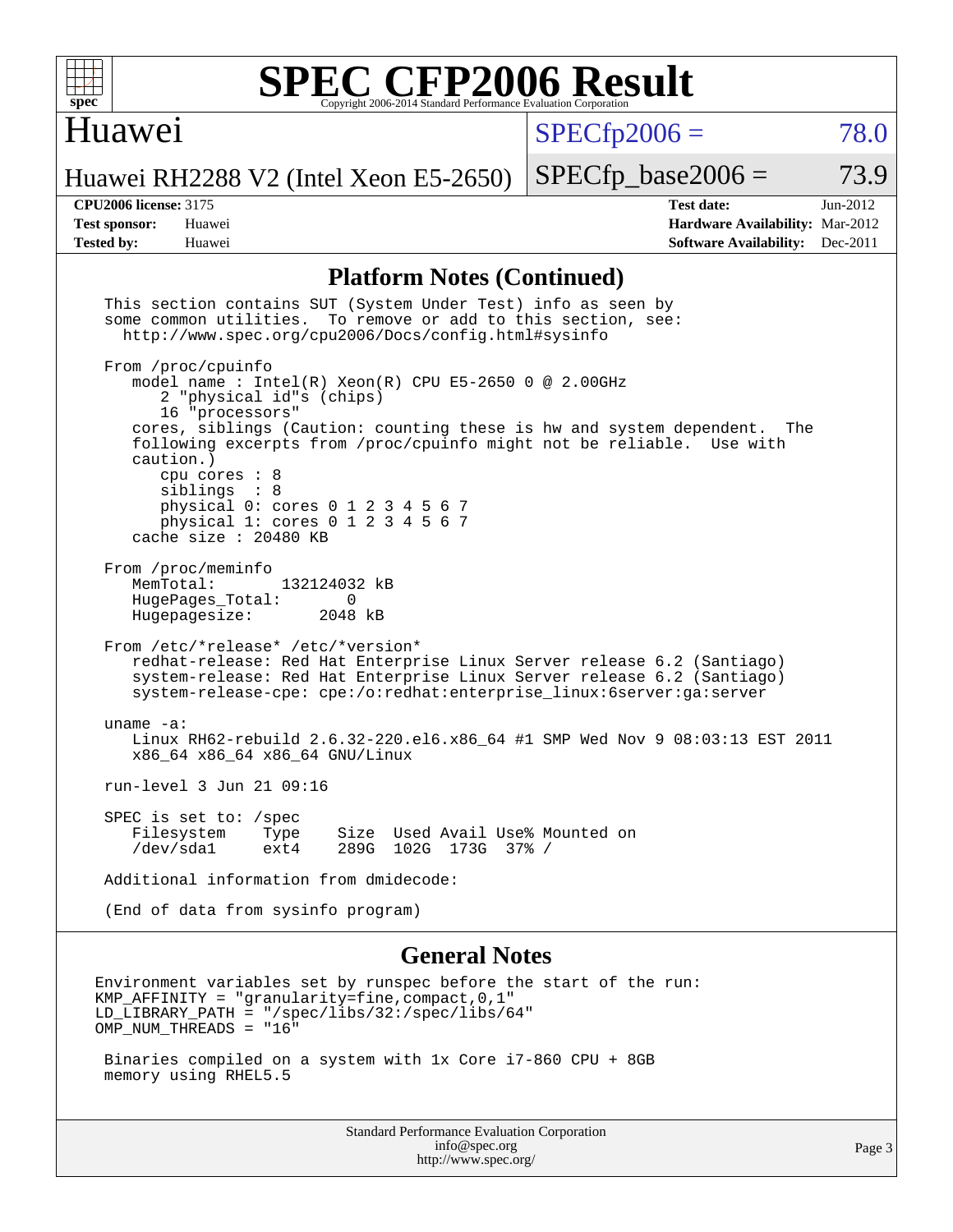# SPEC CFP2006 Result

Copyright 2006-2014 Standard Performance Evaluation Corporation

## Huawei

Huawei RH2288 V2 (Intel Xeon E5-2650)

SPECfp2006 = 78.0

SPECfp_base2006 = 73.9

| | | | |
|---|---|---|---|
| **CPU2006 license:** 3175 | | **Test date:** | Jun-2012 |
| **Test sponsor:** | Huawei | **Hardware Availability:** | Mar-2012 |
| **Tested by:** | Huawei | **Software Availability:** | Dec-2011 |

## Platform Notes (Continued)

```
This section contains SUT (System Under Test) info as seen by
some common utilities.  To remove or add to this section, see:
  http://www.spec.org/cpu2006/Docs/config.html#sysinfo

From /proc/cpuinfo
   model name : Intel(R) Xeon(R) CPU E5-2650 0 @ 2.00GHz
      2 "physical id"s (chips)
      16 "processors"
   cores, siblings (Caution: counting these is hw and system dependent.  The
   following excerpts from /proc/cpuinfo might not be reliable.  Use with
   caution.)
      cpu cores : 8
      siblings  : 8
      physical 0: cores 0 1 2 3 4 5 6 7
      physical 1: cores 0 1 2 3 4 5 6 7
   cache size : 20480 KB

From /proc/meminfo
   MemTotal:       132124032 kB
   HugePages_Total:       0
   Hugepagesize:       2048 kB

From /etc/*release* /etc/*version*
   redhat-release: Red Hat Enterprise Linux Server release 6.2 (Santiago)
   system-release: Red Hat Enterprise Linux Server release 6.2 (Santiago)
   system-release-cpe: cpe:/o:redhat:enterprise_linux:6server:ga:server

uname -a:
   Linux RH62-rebuild 2.6.32-220.el6.x86_64 #1 SMP Wed Nov 9 08:03:13 EST 2011
   x86_64 x86_64 x86_64 GNU/Linux

run-level 3 Jun 21 09:16

SPEC is set to: /spec
   Filesystem    Type    Size  Used Avail Use% Mounted on
   /dev/sda1     ext4    289G  102G  173G  37% /

Additional information from dmidecode:

(End of data from sysinfo program)
```

## General Notes

```
Environment variables set by runspec before the start of the run:
KMP_AFFINITY = "granularity=fine,compact,0,1"
LD_LIBRARY_PATH = "/spec/libs/32:/spec/libs/64"
OMP_NUM_THREADS = "16"

 Binaries compiled on a system with 1x Core i7-860 CPU + 8GB
 memory using RHEL5.5
```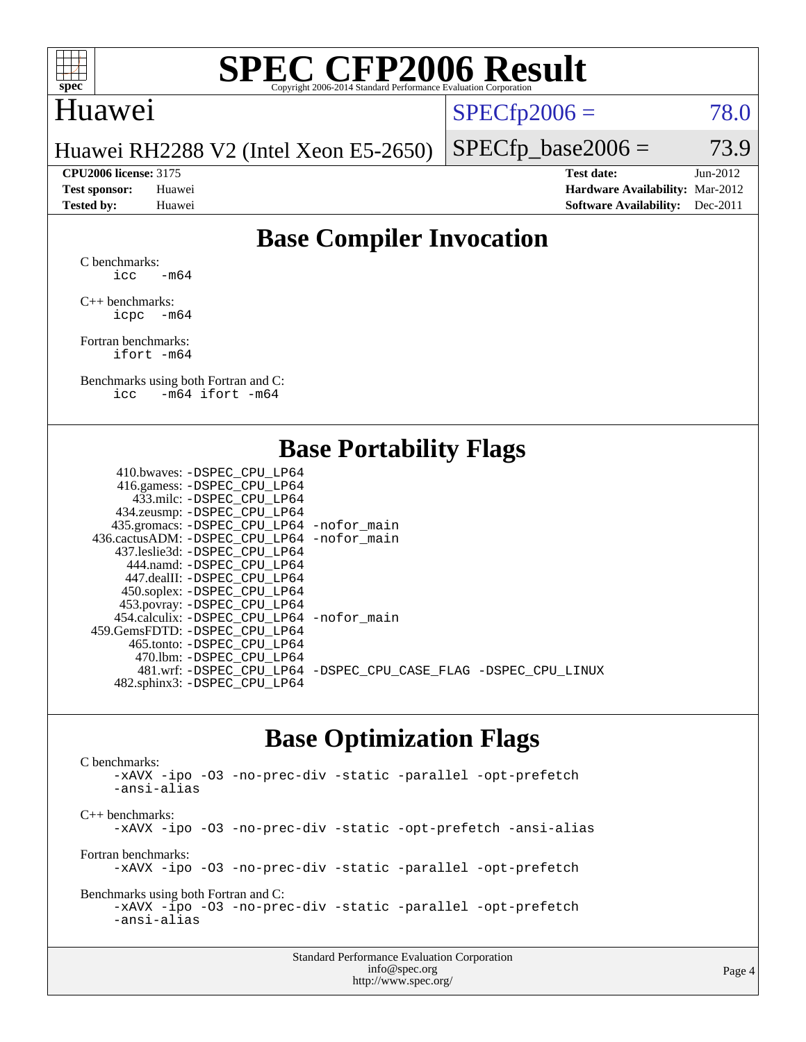# SPEC CFP2006 Result

Copyright 2006-2014 Standard Performance Evaluation Corporation

## Huawei

Huawei RH2288 V2 (Intel Xeon E5-2650)

SPECfp2006 = 78.0

SPECfp_base2006 = 73.9

| | | | |
|---|---|---|---|
| **CPU2006 license:** 3175 | | **Test date:** | Jun-2012 |
| **Test sponsor:** | Huawei | **Hardware Availability:** | Mar-2012 |
| **Tested by:** | Huawei | **Software Availability:** | Dec-2011 |

## Base Compiler Invocation

C benchmarks:
```
icc   -m64
```

C++ benchmarks:
```
icpc  -m64
```

Fortran benchmarks:
```
ifort -m64
```

Benchmarks using both Fortran and C:
```
icc   -m64 ifort -m64
```

## Base Portability Flags

| Benchmark | Flags |
|---|---|
| 410.bwaves: | -DSPEC_CPU_LP64 |
| 416.gamess: | -DSPEC_CPU_LP64 |
| 433.milc: | -DSPEC_CPU_LP64 |
| 434.zeusmp: | -DSPEC_CPU_LP64 |
| 435.gromacs: | -DSPEC_CPU_LP64 -nofor_main |
| 436.cactusADM: | -DSPEC_CPU_LP64 -nofor_main |
| 437.leslie3d: | -DSPEC_CPU_LP64 |
| 444.namd: | -DSPEC_CPU_LP64 |
| 447.dealII: | -DSPEC_CPU_LP64 |
| 450.soplex: | -DSPEC_CPU_LP64 |
| 453.povray: | -DSPEC_CPU_LP64 |
| 454.calculix: | -DSPEC_CPU_LP64 -nofor_main |
| 459.GemsFDTD: | -DSPEC_CPU_LP64 |
| 465.tonto: | -DSPEC_CPU_LP64 |
| 470.lbm: | -DSPEC_CPU_LP64 |
| 481.wrf: | -DSPEC_CPU_LP64 -DSPEC_CPU_CASE_FLAG -DSPEC_CPU_LINUX |
| 482.sphinx3: | -DSPEC_CPU_LP64 |

## Base Optimization Flags

C benchmarks:
```
-xAVX -ipo -O3 -no-prec-div -static -parallel -opt-prefetch
-ansi-alias
```

C++ benchmarks:
```
-xAVX -ipo -O3 -no-prec-div -static -opt-prefetch -ansi-alias
```

Fortran benchmarks:
```
-xAVX -ipo -O3 -no-prec-div -static -parallel -opt-prefetch
```

Benchmarks using both Fortran and C:
```
-xAVX -ipo -O3 -no-prec-div -static -parallel -opt-prefetch
-ansi-alias
```

Standard Performance Evaluation Corporation
info@spec.org
http://www.spec.org/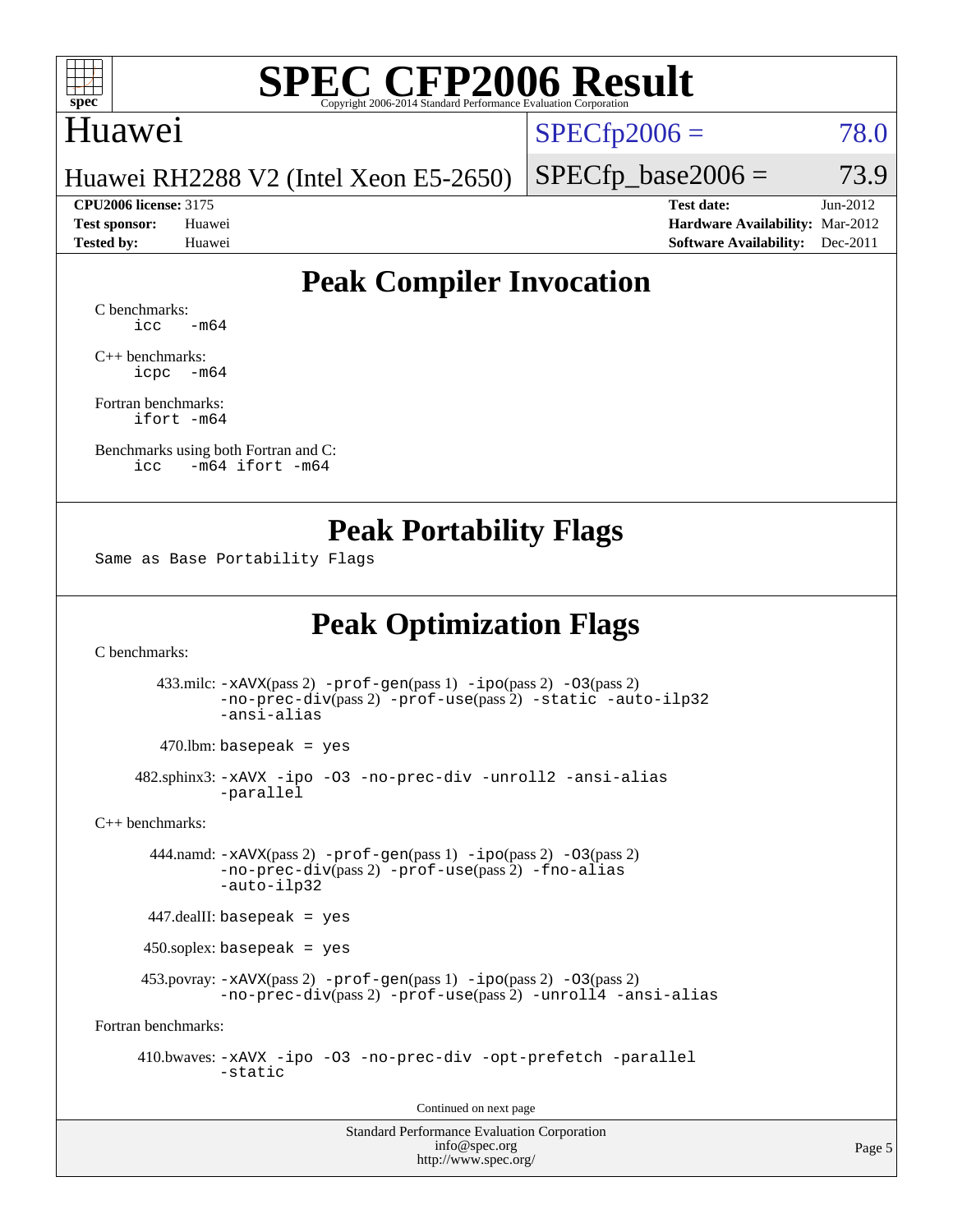# SPEC CFP2006 Result

Copyright 2006-2014 Standard Performance Evaluation Corporation

**Huawei**

**Huawei RH2288 V2 (Intel Xeon E5-2650)**

SPECfp2006 = 78.0

SPECfp_base2006 = 73.9

| | | | |
|---|---|---|---|
| **CPU2006 license:** 3175 | | **Test date:** | Jun-2012 |
| **Test sponsor:** | Huawei | **Hardware Availability:** | Mar-2012 |
| **Tested by:** | Huawei | **Software Availability:** | Dec-2011 |

## Peak Compiler Invocation

C benchmarks:
```
icc   -m64
```

C++ benchmarks:
```
icpc  -m64
```

Fortran benchmarks:
```
ifort -m64
```

Benchmarks using both Fortran and C:
```
icc   -m64 ifort -m64
```

## Peak Portability Flags

Same as Base Portability Flags

## Peak Optimization Flags

C benchmarks:

433.milc: `-xAVX`(pass 2) `-prof-gen`(pass 1) `-ipo`(pass 2) `-O3`(pass 2) `-no-prec-div`(pass 2) `-prof-use`(pass 2) `-static` `-auto-ilp32` `-ansi-alias`

470.lbm: `basepeak = yes`

482.sphinx3: `-xAVX -ipo -O3 -no-prec-div -unroll2 -ansi-alias -parallel`

C++ benchmarks:

444.namd: `-xAVX`(pass 2) `-prof-gen`(pass 1) `-ipo`(pass 2) `-O3`(pass 2) `-no-prec-div`(pass 2) `-prof-use`(pass 2) `-fno-alias` `-auto-ilp32`

447.dealII: `basepeak = yes`

450.soplex: `basepeak = yes`

453.povray: `-xAVX`(pass 2) `-prof-gen`(pass 1) `-ipo`(pass 2) `-O3`(pass 2) `-no-prec-div`(pass 2) `-prof-use`(pass 2) `-unroll4` `-ansi-alias`

Fortran benchmarks:

410.bwaves: `-xAVX -ipo -O3 -no-prec-div -opt-prefetch -parallel -static`

Continued on next page

Standard Performance Evaluation Corporation
info@spec.org
http://www.spec.org/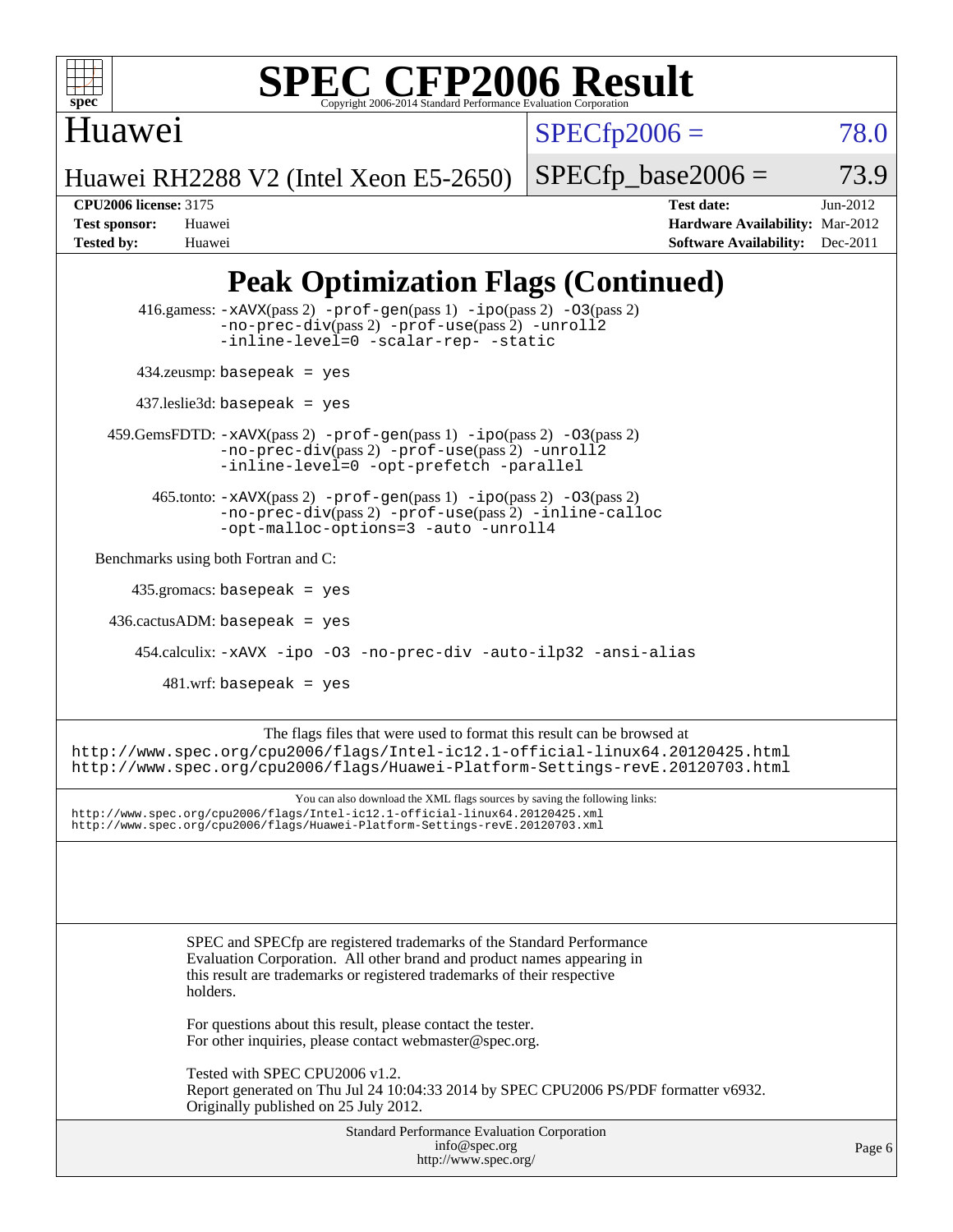# Peak Optimization Flags (Continued)

416.gamess: `-xAVX`(pass 2) `-prof-gen`(pass 1) `-ipo`(pass 2) `-O3`(pass 2) `-no-prec-div`(pass 2) `-prof-use`(pass 2) `-unroll2` `-inline-level=0` `-scalar-rep-` `-static`

434.zeusmp: `basepeak = yes`

437.leslie3d: `basepeak = yes`

459.GemsFDTD: `-xAVX`(pass 2) `-prof-gen`(pass 1) `-ipo`(pass 2) `-O3`(pass 2) `-no-prec-div`(pass 2) `-prof-use`(pass 2) `-unroll2` `-inline-level=0` `-opt-prefetch` `-parallel`

465.tonto: `-xAVX`(pass 2) `-prof-gen`(pass 1) `-ipo`(pass 2) `-O3`(pass 2) `-no-prec-div`(pass 2) `-prof-use`(pass 2) `-inline-calloc` `-opt-malloc-options=3` `-auto` `-unroll4`

Benchmarks using both Fortran and C:

435.gromacs: `basepeak = yes`

436.cactusADM: `basepeak = yes`

454.calculix: `-xAVX -ipo -O3 -no-prec-div -auto-ilp32 -ansi-alias`

481.wrf: `basepeak = yes`

The flags files that were used to format this result can be browsed at
http://www.spec.org/cpu2006/flags/Intel-ic12.1-official-linux64.20120425.html
http://www.spec.org/cpu2006/flags/Huawei-Platform-Settings-revE.20120703.html

You can also download the XML flags sources by saving the following links:
http://www.spec.org/cpu2006/flags/Intel-ic12.1-official-linux64.20120425.xml
http://www.spec.org/cpu2006/flags/Huawei-Platform-Settings-revE.20120703.xml

SPEC and SPECfp are registered trademarks of the Standard Performance Evaluation Corporation. All other brand and product names appearing in this result are trademarks or registered trademarks of their respective holders.

For questions about this result, please contact the tester.
For other inquiries, please contact webmaster@spec.org.

Tested with SPEC CPU2006 v1.2.
Report generated on Thu Jul 24 10:04:33 2014 by SPEC CPU2006 PS/PDF formatter v6932.
Originally published on 25 July 2012.